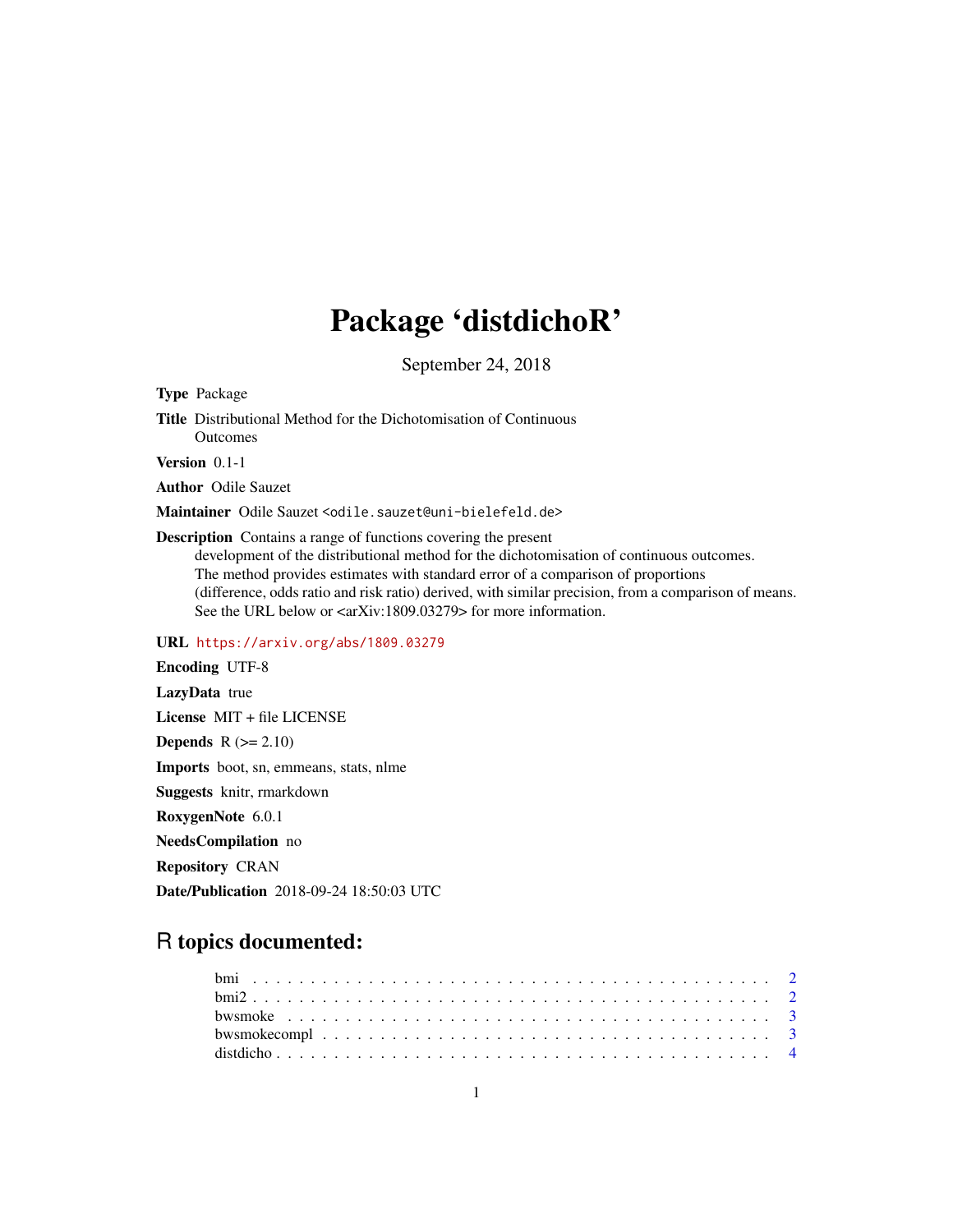# Package 'distdichoR'

September 24, 2018

**Type** Package

**Title** Distributional Method for the Dichotomisation of Continuous Outcomes

**Version** 0.1-1

**Author** Odile Sauzet

**Maintainer** Odile Sauzet <odile.sauzet@uni-bielefeld.de>

**Description** Contains a range of functions covering the present development of the distributional method for the dichotomisation of continuous outcomes. The method provides estimates with standard error of a comparison of proportions (difference, odds ratio and risk ratio) derived, with similar precision, from a comparison of means. See the URL below or <arXiv:1809.03279> for more information.

**URL** https://arxiv.org/abs/1809.03279

**Encoding** UTF-8

**LazyData** true

**License** MIT + file LICENSE

**Depends** R (>= 2.10)

**Imports** boot, sn, emmeans, stats, nlme

**Suggests** knitr, rmarkdown

**RoxygenNote** 6.0.1

**NeedsCompilation** no

**Repository** CRAN

**Date/Publication** 2018-09-24 18:50:03 UTC

## R topics documented:

- bmi . . . . . . . . . . . . . . . . . . . . . . . . . . . . . . . . . . . . . . . . . . 2
- bmi2 . . . . . . . . . . . . . . . . . . . . . . . . . . . . . . . . . . . . . . . . . . 2
- bwsmoke . . . . . . . . . . . . . . . . . . . . . . . . . . . . . . . . . . . . . . . . 3
- bwsmokecompl . . . . . . . . . . . . . . . . . . . . . . . . . . . . . . . . . . . . . 3
- distdicho . . . . . . . . . . . . . . . . . . . . . . . . . . . . . . . . . . . . . . . . 4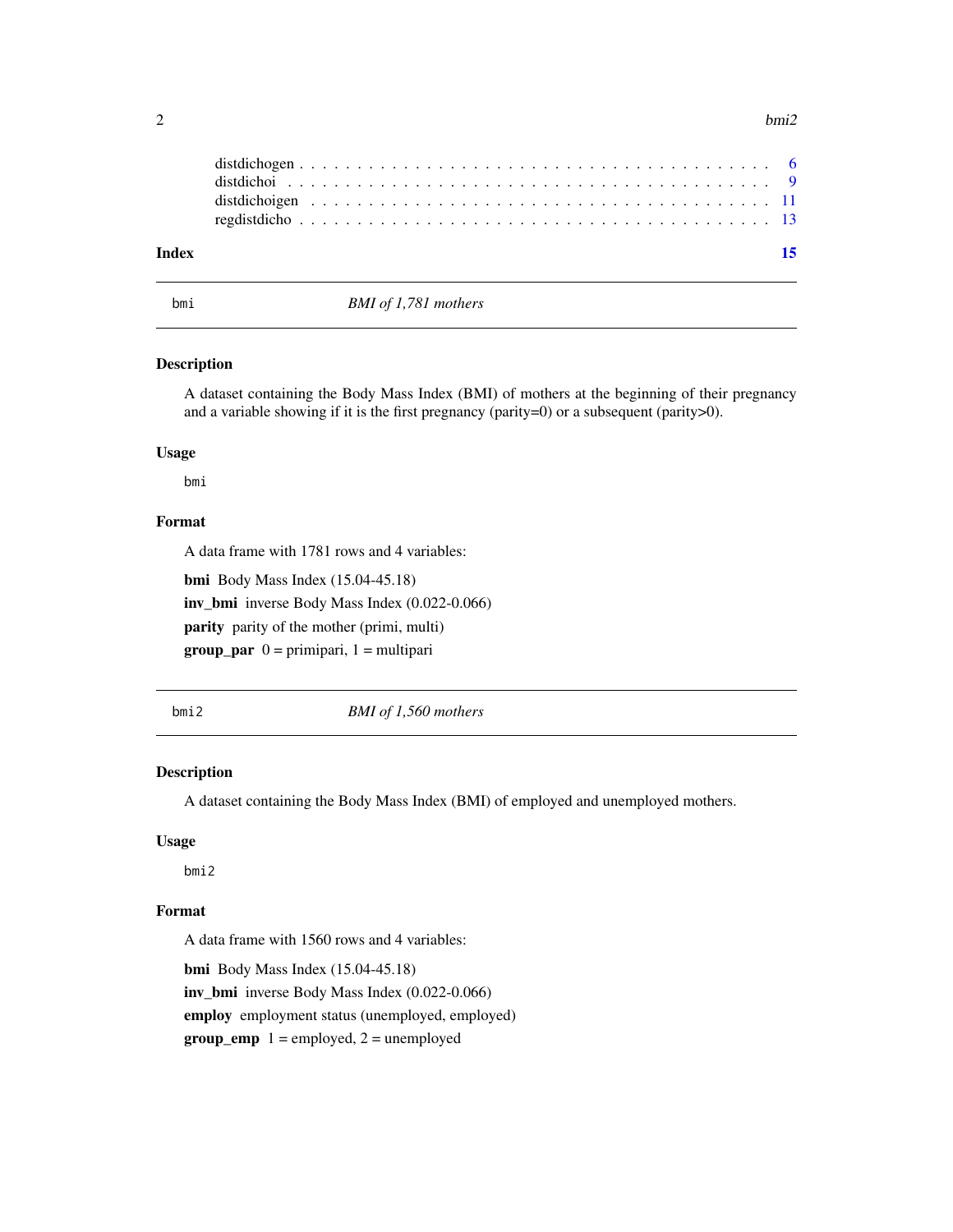distdichogen . . . . . . . . . . . . . . . . . . . . . . . . . . . . . . . . . . . . . . 6
distdichoi . . . . . . . . . . . . . . . . . . . . . . . . . . . . . . . . . . . . . . . 9
distdichoigen . . . . . . . . . . . . . . . . . . . . . . . . . . . . . . . . . . . . . 11
regdistdicho . . . . . . . . . . . . . . . . . . . . . . . . . . . . . . . . . . . . . . 13

**Index** **15**

---

`bmi` *BMI of 1,781 mothers*

---

### Description

A dataset containing the Body Mass Index (BMI) of mothers at the beginning of their pregnancy and a variable showing if it is the first pregnancy (parity=0) or a subsequent (parity>0).

### Usage

```
bmi
```

### Format

A data frame with 1781 rows and 4 variables:

**bmi** Body Mass Index (15.04-45.18)

**inv_bmi** inverse Body Mass Index (0.022-0.066)

**parity** parity of the mother (primi, multi)

**group_par** 0 = primipari, 1 = multipari

---

`bmi2` *BMI of 1,560 mothers*

---

### Description

A dataset containing the Body Mass Index (BMI) of employed and unemployed mothers.

### Usage

```
bmi2
```

### Format

A data frame with 1560 rows and 4 variables:

**bmi** Body Mass Index (15.04-45.18)

**inv_bmi** inverse Body Mass Index (0.022-0.066)

**employ** employment status (unemployed, employed)

**group_emp** 1 = employed, 2 = unemployed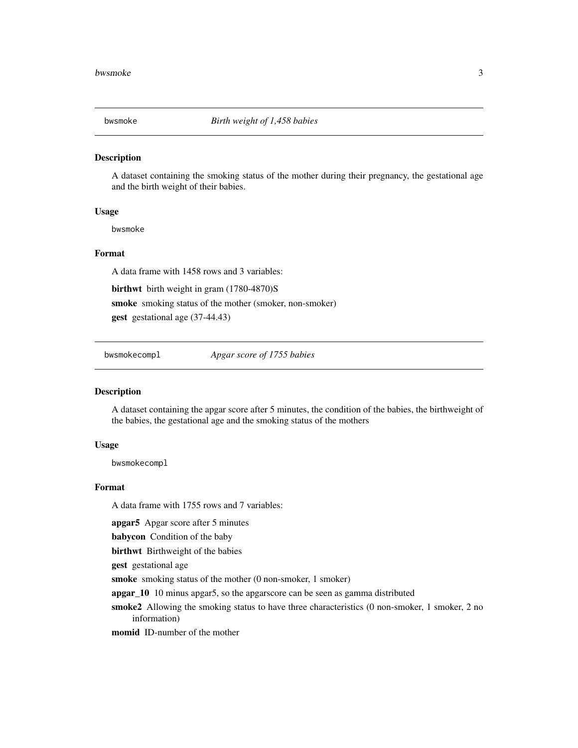## bwsmoke — *Birth weight of 1,458 babies*

### Description

A dataset containing the smoking status of the mother during their pregnancy, the gestational age and the birth weight of their babies.

### Usage

```
bwsmoke
```

### Format

A data frame with 1458 rows and 3 variables:

**birthwt** birth weight in gram (1780-4870)S

**smoke** smoking status of the mother (smoker, non-smoker)

**gest** gestational age (37-44.43)

## bwsmokecompl — *Apgar score of 1755 babies*

### Description

A dataset containing the apgar score after 5 minutes, the condition of the babies, the birthweight of the babies, the gestational age and the smoking status of the mothers

### Usage

```
bwsmokecompl
```

### Format

A data frame with 1755 rows and 7 variables:

**apgar5** Apgar score after 5 minutes

**babycon** Condition of the baby

**birthwt** Birthweight of the babies

**gest** gestational age

**smoke** smoking status of the mother (0 non-smoker, 1 smoker)

**apgar_10** 10 minus apgar5, so the apgarscore can be seen as gamma distributed

**smoke2** Allowing the smoking status to have three characteristics (0 non-smoker, 1 smoker, 2 no information)

**momid** ID-number of the mother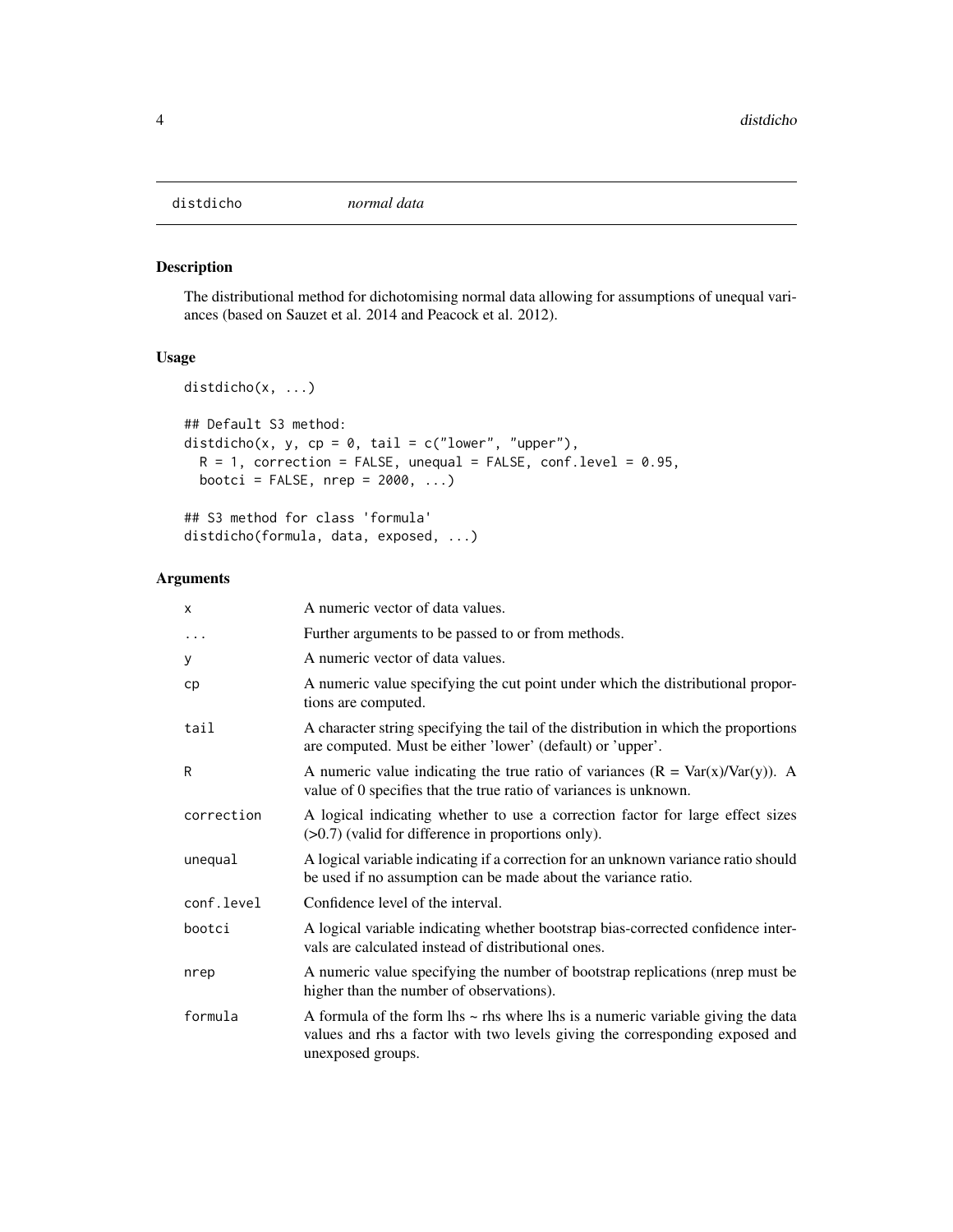## distdicho *normal data*

### Description

The distributional method for dichotomising normal data allowing for assumptions of unequal variances (based on Sauzet et al. 2014 and Peacock et al. 2012).

### Usage

```
distdicho(x, ...)

## Default S3 method:
distdicho(x, y, cp = 0, tail = c("lower", "upper"),
  R = 1, correction = FALSE, unequal = FALSE, conf.level = 0.95,
  bootci = FALSE, nrep = 2000, ...)

## S3 method for class 'formula'
distdicho(formula, data, exposed, ...)
```

### Arguments

| | |
|---|---|
| `x` | A numeric vector of data values. |
| `...` | Further arguments to be passed to or from methods. |
| `y` | A numeric vector of data values. |
| `cp` | A numeric value specifying the cut point under which the distributional proportions are computed. |
| `tail` | A character string specifying the tail of the distribution in which the proportions are computed. Must be either 'lower' (default) or 'upper'. |
| `R` | A numeric value indicating the true ratio of variances (R = Var(x)/Var(y)). A value of 0 specifies that the true ratio of variances is unknown. |
| `correction` | A logical indicating whether to use a correction factor for large effect sizes (>0.7) (valid for difference in proportions only). |
| `unequal` | A logical variable indicating if a correction for an unknown variance ratio should be used if no assumption can be made about the variance ratio. |
| `conf.level` | Confidence level of the interval. |
| `bootci` | A logical variable indicating whether bootstrap bias-corrected confidence intervals are calculated instead of distributional ones. |
| `nrep` | A numeric value specifying the number of bootstrap replications (nrep must be higher than the number of observations). |
| `formula` | A formula of the form lhs ~ rhs where lhs is a numeric variable giving the data values and rhs a factor with two levels giving the corresponding exposed and unexposed groups. |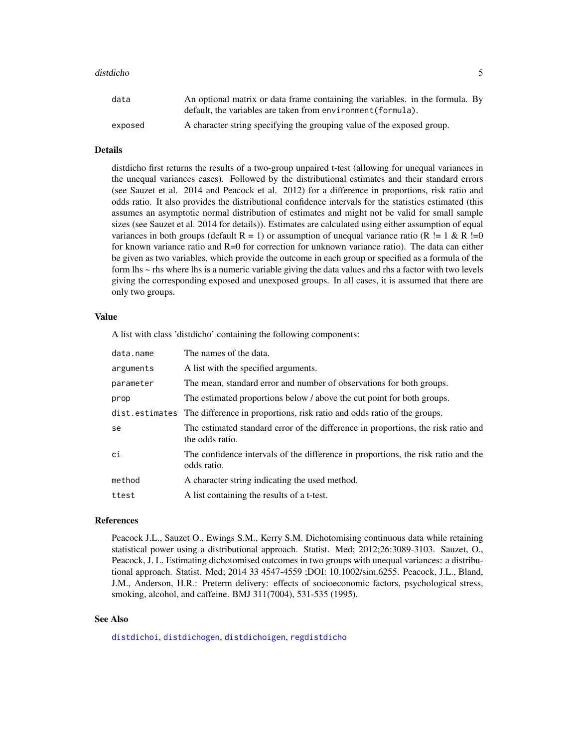| | |
|---|---|
| `data` | An optional matrix or data frame containing the variables. in the formula. By default, the variables are taken from `environment(formula)`. |
| `exposed` | A character string specifying the grouping value of the exposed group. |

## Details

distdicho first returns the results of a two-group unpaired t-test (allowing for unequal variances in the unequal variances cases). Followed by the distributional estimates and their standard errors (see Sauzet et al. 2014 and Peacock et al. 2012) for a difference in proportions, risk ratio and odds ratio. It also provides the distributional confidence intervals for the statistics estimated (this assumes an asymptotic normal distribution of estimates and might not be valid for small sample sizes (see Sauzet et al. 2014 for details)). Estimates are calculated using either assumption of equal variances in both groups (default R = 1) or assumption of unequal variance ratio (R != 1 & R !=0 for known variance ratio and R=0 for correction for unknown variance ratio). The data can either be given as two variables, which provide the outcome in each group or specified as a formula of the form lhs ~ rhs where lhs is a numeric variable giving the data values and rhs a factor with two levels giving the corresponding exposed and unexposed groups. In all cases, it is assumed that there are only two groups.

## Value

A list with class 'distdicho' containing the following components:

| | |
|---|---|
| `data.name` | The names of the data. |
| `arguments` | A list with the specified arguments. |
| `parameter` | The mean, standard error and number of observations for both groups. |
| `prop` | The estimated proportions below / above the cut point for both groups. |
| `dist.estimates` | The difference in proportions, risk ratio and odds ratio of the groups. |
| `se` | The estimated standard error of the difference in proportions, the risk ratio and the odds ratio. |
| `ci` | The confidence intervals of the difference in proportions, the risk ratio and the odds ratio. |
| `method` | A character string indicating the used method. |
| `ttest` | A list containing the results of a t-test. |

## References

Peacock J.L., Sauzet O., Ewings S.M., Kerry S.M. Dichotomising continuous data while retaining statistical power using a distributional approach. Statist. Med; 2012;26:3089-3103. Sauzet, O., Peacock, J. L. Estimating dichotomised outcomes in two groups with unequal variances: a distributional approach. Statist. Med; 2014 33 4547-4559 ;DOI: 10.1002/sim.6255. Peacock, J.L., Bland, J.M., Anderson, H.R.: Preterm delivery: effects of socioeconomic factors, psychological stress, smoking, alcohol, and caffeine. BMJ 311(7004), 531-535 (1995).

## See Also

`distdichoi`, `distdichogen`, `distdichoigen`, `regdistdicho`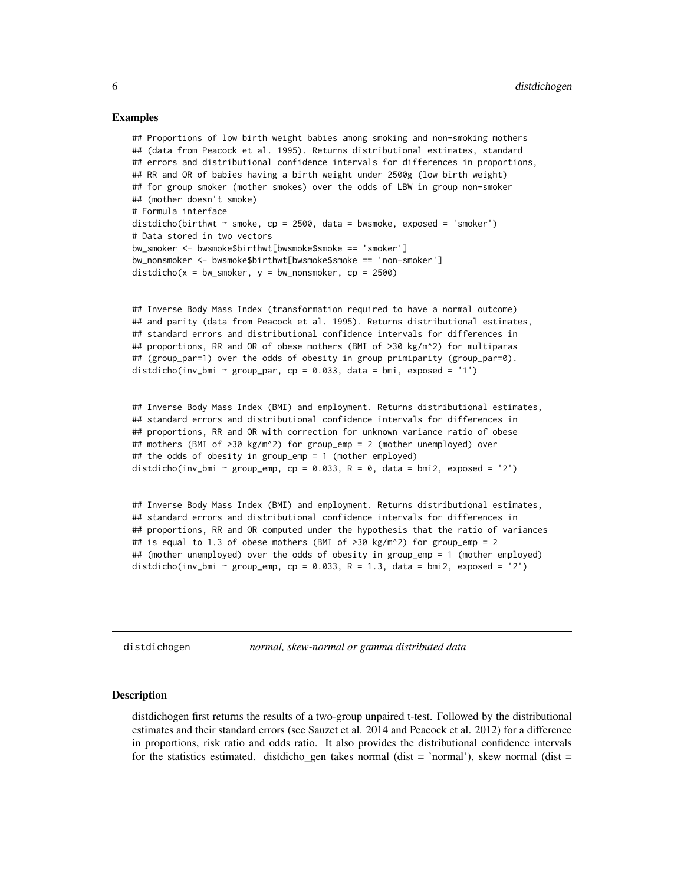### Examples

```
## Proportions of low birth weight babies among smoking and non-smoking mothers
## (data from Peacock et al. 1995). Returns distributional estimates, standard
## errors and distributional confidence intervals for differences in proportions,
## RR and OR of babies having a birth weight under 2500g (low birth weight)
## for group smoker (mother smokes) over the odds of LBW in group non-smoker
## (mother doesn't smoke)
# Formula interface
distdicho(birthwt ~ smoke, cp = 2500, data = bwsmoke, exposed = 'smoker')
# Data stored in two vectors
bw_smoker <- bwsmoke$birthwt[bwsmoke$smoke == 'smoker']
bw_nonsmoker <- bwsmoke$birthwt[bwsmoke$smoke == 'non-smoker']
distdicho(x = bw_smoker, y = bw_nonsmoker, cp = 2500)


## Inverse Body Mass Index (transformation required to have a normal outcome)
## and parity (data from Peacock et al. 1995). Returns distributional estimates,
## standard errors and distributional confidence intervals for differences in
## proportions, RR and OR of obese mothers (BMI of >30 kg/m^2) for multiparas
## (group_par=1) over the odds of obesity in group primiparity (group_par=0).
distdicho(inv_bmi ~ group_par, cp = 0.033, data = bmi, exposed = '1')


## Inverse Body Mass Index (BMI) and employment. Returns distributional estimates,
## standard errors and distributional confidence intervals for differences in
## proportions, RR and OR with correction for unknown variance ratio of obese
## mothers (BMI of >30 kg/m^2) for group_emp = 2 (mother unemployed) over
## the odds of obesity in group_emp = 1 (mother employed)
distdicho(inv_bmi ~ group_emp, cp = 0.033, R = 0, data = bmi2, exposed = '2')


## Inverse Body Mass Index (BMI) and employment. Returns distributional estimates,
## standard errors and distributional confidence intervals for differences in
## proportions, RR and OR computed under the hypothesis that the ratio of variances
## is equal to 1.3 of obese mothers (BMI of >30 kg/m^2) for group_emp = 2
## (mother unemployed) over the odds of obesity in group_emp = 1 (mother employed)
distdicho(inv_bmi ~ group_emp, cp = 0.033, R = 1.3, data = bmi2, exposed = '2')
```

---

## distdichogen — *normal, skew-normal or gamma distributed data*

---

### Description

distdichogen first returns the results of a two-group unpaired t-test. Followed by the distributional estimates and their standard errors (see Sauzet et al. 2014 and Peacock et al. 2012) for a difference in proportions, risk ratio and odds ratio. It also provides the distributional confidence intervals for the statistics estimated. distdicho_gen takes normal (dist = 'normal'), skew normal (dist =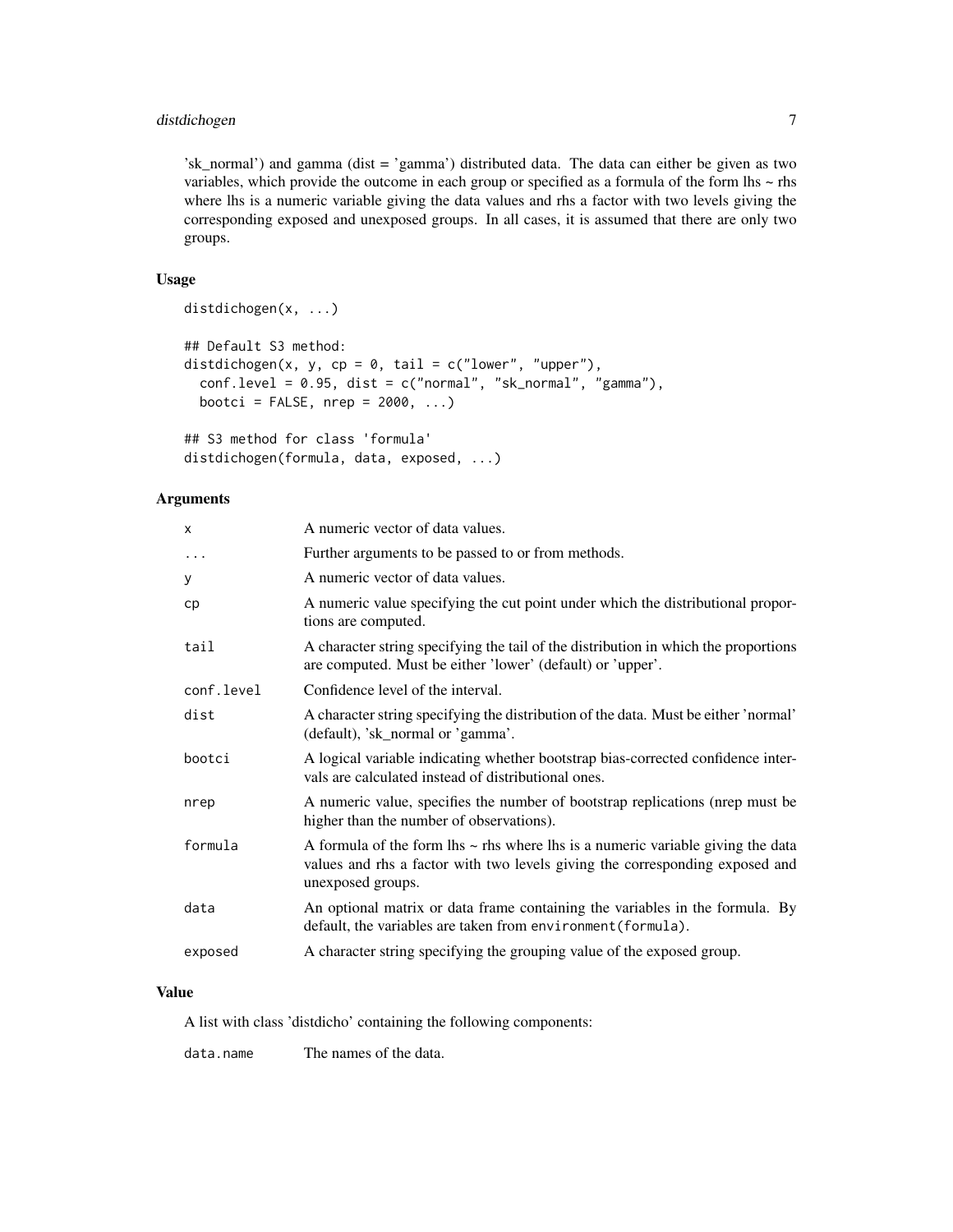'sk_normal') and gamma (dist = 'gamma') distributed data. The data can either be given as two variables, which provide the outcome in each group or specified as a formula of the form lhs ~ rhs where lhs is a numeric variable giving the data values and rhs a factor with two levels giving the corresponding exposed and unexposed groups. In all cases, it is assumed that there are only two groups.

### Usage

```
distdichogen(x, ...)

## Default S3 method:
distdichogen(x, y, cp = 0, tail = c("lower", "upper"),
  conf.level = 0.95, dist = c("normal", "sk_normal", "gamma"),
  bootci = FALSE, nrep = 2000, ...)

## S3 method for class 'formula'
distdichogen(formula, data, exposed, ...)
```

### Arguments

| | |
|---|---|
| `x` | A numeric vector of data values. |
| `...` | Further arguments to be passed to or from methods. |
| `y` | A numeric vector of data values. |
| `cp` | A numeric value specifying the cut point under which the distributional proportions are computed. |
| `tail` | A character string specifying the tail of the distribution in which the proportions are computed. Must be either 'lower' (default) or 'upper'. |
| `conf.level` | Confidence level of the interval. |
| `dist` | A character string specifying the distribution of the data. Must be either 'normal' (default), 'sk_normal or 'gamma'. |
| `bootci` | A logical variable indicating whether bootstrap bias-corrected confidence intervals are calculated instead of distributional ones. |
| `nrep` | A numeric value, specifies the number of bootstrap replications (nrep must be higher than the number of observations). |
| `formula` | A formula of the form lhs ~ rhs where lhs is a numeric variable giving the data values and rhs a factor with two levels giving the corresponding exposed and unexposed groups. |
| `data` | An optional matrix or data frame containing the variables in the formula. By default, the variables are taken from `environment(formula)`. |
| `exposed` | A character string specifying the grouping value of the exposed group. |

### Value

A list with class 'distdicho' containing the following components:

| | |
|---|---|
| `data.name` | The names of the data. |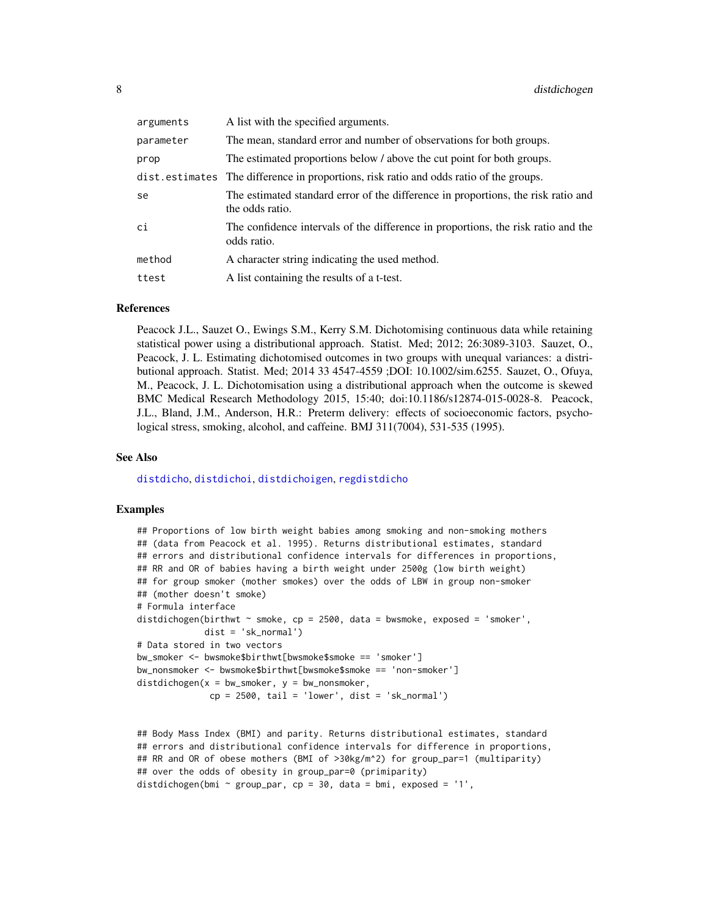| | |
|---|---|
| arguments | A list with the specified arguments. |
| parameter | The mean, standard error and number of observations for both groups. |
| prop | The estimated proportions below / above the cut point for both groups. |
| dist.estimates | The difference in proportions, risk ratio and odds ratio of the groups. |
| se | The estimated standard error of the difference in proportions, the risk ratio and the odds ratio. |
| ci | The confidence intervals of the difference in proportions, the risk ratio and the odds ratio. |
| method | A character string indicating the used method. |
| ttest | A list containing the results of a t-test. |

### References

Peacock J.L., Sauzet O., Ewings S.M., Kerry S.M. Dichotomising continuous data while retaining statistical power using a distributional approach. Statist. Med; 2012; 26:3089-3103. Sauzet, O., Peacock, J. L. Estimating dichotomised outcomes in two groups with unequal variances: a distributional approach. Statist. Med; 2014 33 4547-4559 ;DOI: 10.1002/sim.6255. Sauzet, O., Ofuya, M., Peacock, J. L. Dichotomisation using a distributional approach when the outcome is skewed BMC Medical Research Methodology 2015, 15:40; doi:10.1186/s12874-015-0028-8. Peacock, J.L., Bland, J.M., Anderson, H.R.: Preterm delivery: effects of socioeconomic factors, psychological stress, smoking, alcohol, and caffeine. BMJ 311(7004), 531-535 (1995).

### See Also

distdicho, distdichoi, distdichoigen, regdistdicho

### Examples

```
## Proportions of low birth weight babies among smoking and non-smoking mothers
## (data from Peacock et al. 1995). Returns distributional estimates, standard
## errors and distributional confidence intervals for differences in proportions,
## RR and OR of babies having a birth weight under 2500g (low birth weight)
## for group smoker (mother smokes) over the odds of LBW in group non-smoker
## (mother doesn't smoke)
# Formula interface
distdichogen(birthwt ~ smoke, cp = 2500, data = bwsmoke, exposed = 'smoker',
             dist = 'sk_normal')
# Data stored in two vectors
bw_smoker <- bwsmoke$birthwt[bwsmoke$smoke == 'smoker']
bw_nonsmoker <- bwsmoke$birthwt[bwsmoke$smoke == 'non-smoker']
distdichogen(x = bw_smoker, y = bw_nonsmoker,
              cp = 2500, tail = 'lower', dist = 'sk_normal')


## Body Mass Index (BMI) and parity. Returns distributional estimates, standard
## errors and distributional confidence intervals for difference in proportions,
## RR and OR of obese mothers (BMI of >30kg/m^2) for group_par=1 (multiparity)
## over the odds of obesity in group_par=0 (primiparity)
distdichogen(bmi ~ group_par, cp = 30, data = bmi, exposed = '1',
```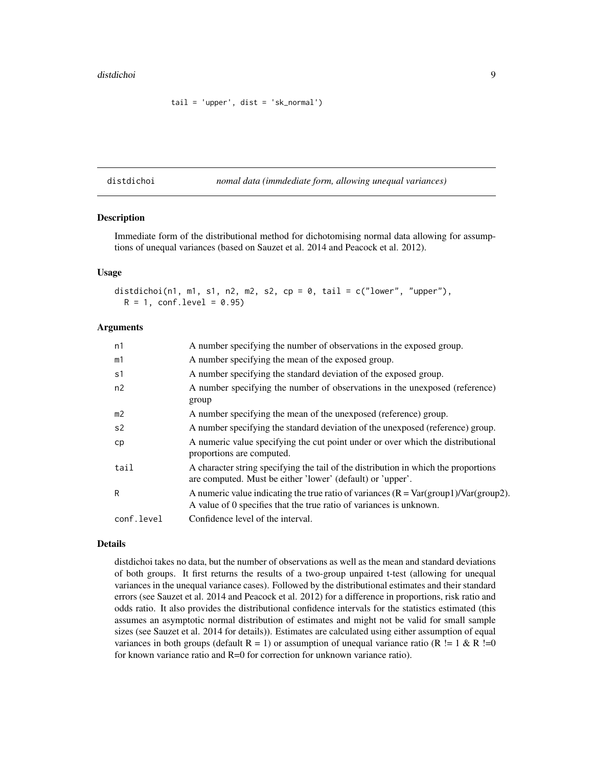```
tail = 'upper', dist = 'sk_normal')
```

## distdichoi — *nomal data (immdediate form, allowing unequal variances)*

### Description

Immediate form of the distributional method for dichotomising normal data allowing for assumptions of unequal variances (based on Sauzet et al. 2014 and Peacock et al. 2012).

### Usage

```
distdichoi(n1, m1, s1, n2, m2, s2, cp = 0, tail = c("lower", "upper"),
  R = 1, conf.level = 0.95)
```

### Arguments

| | |
|---|---|
| n1 | A number specifying the number of observations in the exposed group. |
| m1 | A number specifying the mean of the exposed group. |
| s1 | A number specifying the standard deviation of the exposed group. |
| n2 | A number specifying the number of observations in the unexposed (reference) group |
| m2 | A number specifying the mean of the unexposed (reference) group. |
| s2 | A number specifying the standard deviation of the unexposed (reference) group. |
| cp | A numeric value specifying the cut point under or over which the distributional proportions are computed. |
| tail | A character string specifying the tail of the distribution in which the proportions are computed. Must be either 'lower' (default) or 'upper'. |
| R | A numeric value indicating the true ratio of variances (R = Var(group1)/Var(group2). A value of 0 specifies that the true ratio of variances is unknown. |
| conf.level | Confidence level of the interval. |

### Details

distdichoi takes no data, but the number of observations as well as the mean and standard deviations of both groups. It first returns the results of a two-group unpaired t-test (allowing for unequal variances in the unequal variance cases). Followed by the distributional estimates and their standard errors (see Sauzet et al. 2014 and Peacock et al. 2012) for a difference in proportions, risk ratio and odds ratio. It also provides the distributional confidence intervals for the statistics estimated (this assumes an asymptotic normal distribution of estimates and might not be valid for small sample sizes (see Sauzet et al. 2014 for details)). Estimates are calculated using either assumption of equal variances in both groups (default R = 1) or assumption of unequal variance ratio (R != 1 & R !=0 for known variance ratio and R=0 for correction for unknown variance ratio).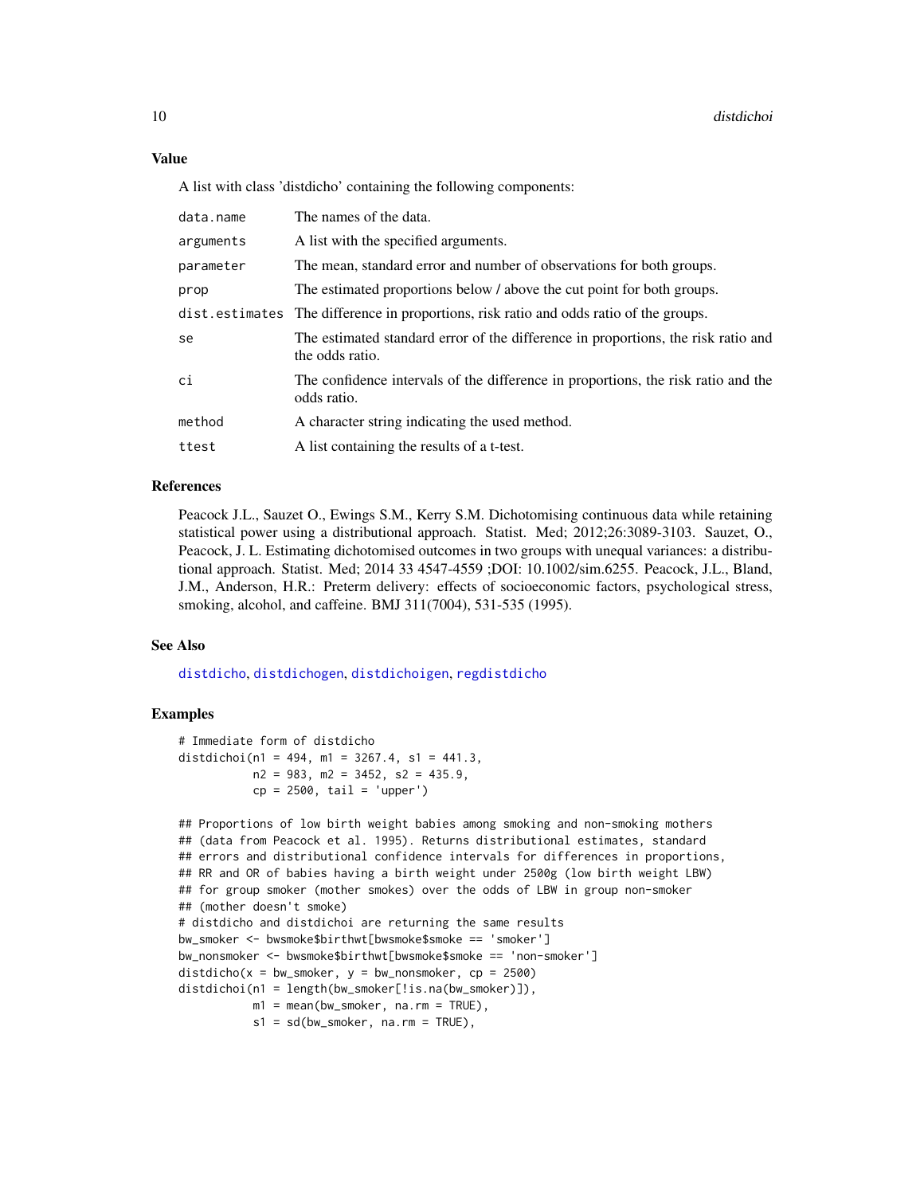### Value

A list with class 'distdicho' containing the following components:

| | |
|---|---|
| data.name | The names of the data. |
| arguments | A list with the specified arguments. |
| parameter | The mean, standard error and number of observations for both groups. |
| prop | The estimated proportions below / above the cut point for both groups. |
| dist.estimates | The difference in proportions, risk ratio and odds ratio of the groups. |
| se | The estimated standard error of the difference in proportions, the risk ratio and the odds ratio. |
| ci | The confidence intervals of the difference in proportions, the risk ratio and the odds ratio. |
| method | A character string indicating the used method. |
| ttest | A list containing the results of a t-test. |

### References

Peacock J.L., Sauzet O., Ewings S.M., Kerry S.M. Dichotomising continuous data while retaining statistical power using a distributional approach. Statist. Med; 2012;26:3089-3103. Sauzet, O., Peacock, J. L. Estimating dichotomised outcomes in two groups with unequal variances: a distributional approach. Statist. Med; 2014 33 4547-4559 ;DOI: 10.1002/sim.6255. Peacock, J.L., Bland, J.M., Anderson, H.R.: Preterm delivery: effects of socioeconomic factors, psychological stress, smoking, alcohol, and caffeine. BMJ 311(7004), 531-535 (1995).

### See Also

distdicho, distdichogen, distdichoigen, regdistdicho

### Examples

```
# Immediate form of distdicho
distdichoi(n1 = 494, m1 = 3267.4, s1 = 441.3,
           n2 = 983, m2 = 3452, s2 = 435.9,
           cp = 2500, tail = 'upper')

## Proportions of low birth weight babies among smoking and non-smoking mothers
## (data from Peacock et al. 1995). Returns distributional estimates, standard
## errors and distributional confidence intervals for differences in proportions,
## RR and OR of babies having a birth weight under 2500g (low birth weight LBW)
## for group smoker (mother smokes) over the odds of LBW in group non-smoker
## (mother doesn't smoke)
# distdicho and distdichoi are returning the same results
bw_smoker <- bwsmoke$birthwt[bwsmoke$smoke == 'smoker']
bw_nonsmoker <- bwsmoke$birthwt[bwsmoke$smoke == 'non-smoker']
distdicho(x = bw_smoker, y = bw_nonsmoker, cp = 2500)
distdichoi(n1 = length(bw_smoker[!is.na(bw_smoker)]),
           m1 = mean(bw_smoker, na.rm = TRUE),
           s1 = sd(bw_smoker, na.rm = TRUE),
```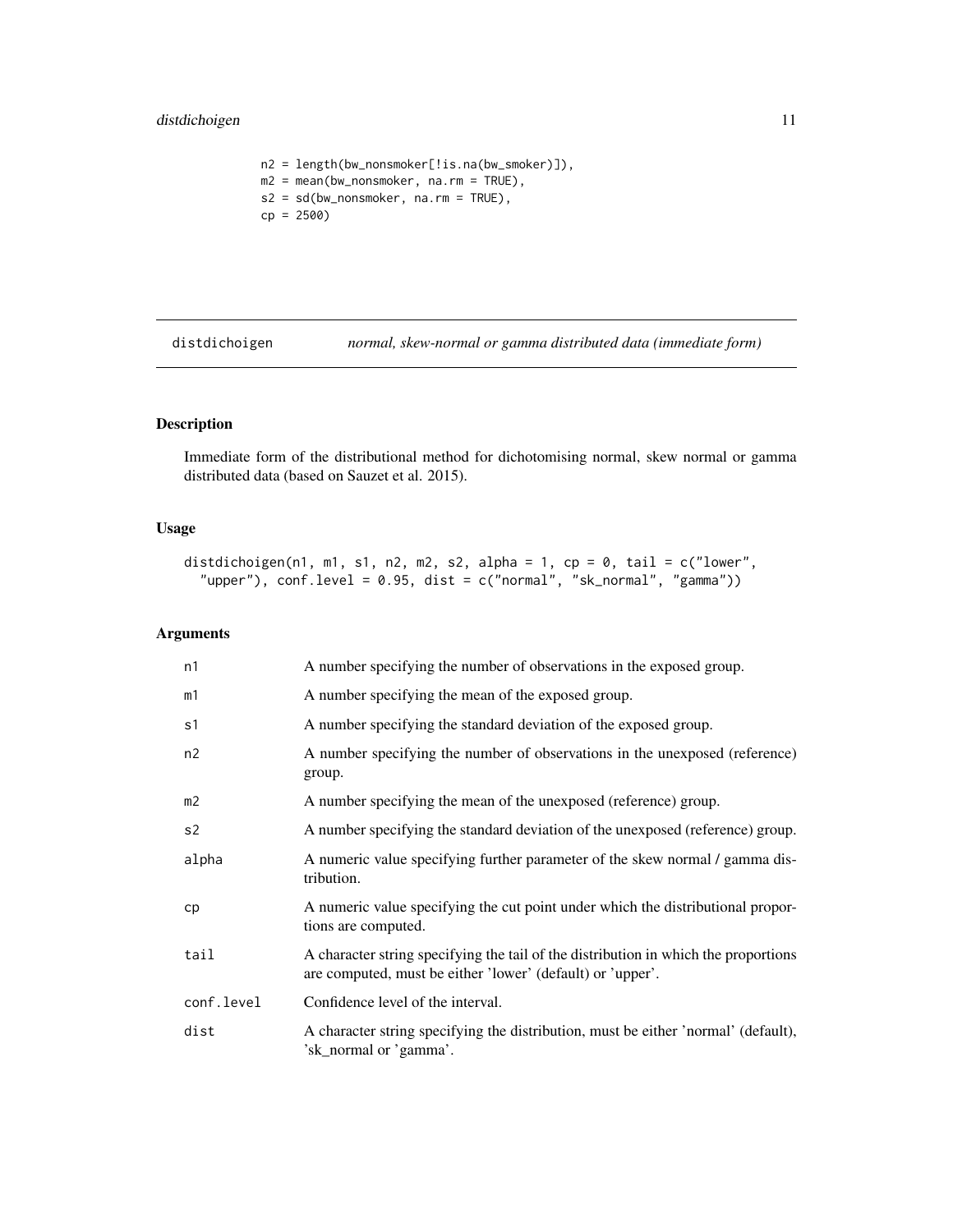```
n2 = length(bw_nonsmoker[!is.na(bw_smoker)]),
m2 = mean(bw_nonsmoker, na.rm = TRUE),
s2 = sd(bw_nonsmoker, na.rm = TRUE),
cp = 2500)
```

## distdichoigen — *normal, skew-normal or gamma distributed data (immediate form)*

### Description

Immediate form of the distributional method for dichotomising normal, skew normal or gamma distributed data (based on Sauzet et al. 2015).

### Usage

```
distdichoigen(n1, m1, s1, n2, m2, s2, alpha = 1, cp = 0, tail = c("lower",
  "upper"), conf.level = 0.95, dist = c("normal", "sk_normal", "gamma"))
```

### Arguments

| | |
|---|---|
| `n1` | A number specifying the number of observations in the exposed group. |
| `m1` | A number specifying the mean of the exposed group. |
| `s1` | A number specifying the standard deviation of the exposed group. |
| `n2` | A number specifying the number of observations in the unexposed (reference) group. |
| `m2` | A number specifying the mean of the unexposed (reference) group. |
| `s2` | A number specifying the standard deviation of the unexposed (reference) group. |
| `alpha` | A numeric value specifying further parameter of the skew normal / gamma distribution. |
| `cp` | A numeric value specifying the cut point under which the distributional proportions are computed. |
| `tail` | A character string specifying the tail of the distribution in which the proportions are computed, must be either 'lower' (default) or 'upper'. |
| `conf.level` | Confidence level of the interval. |
| `dist` | A character string specifying the distribution, must be either 'normal' (default), 'sk_normal or 'gamma'. |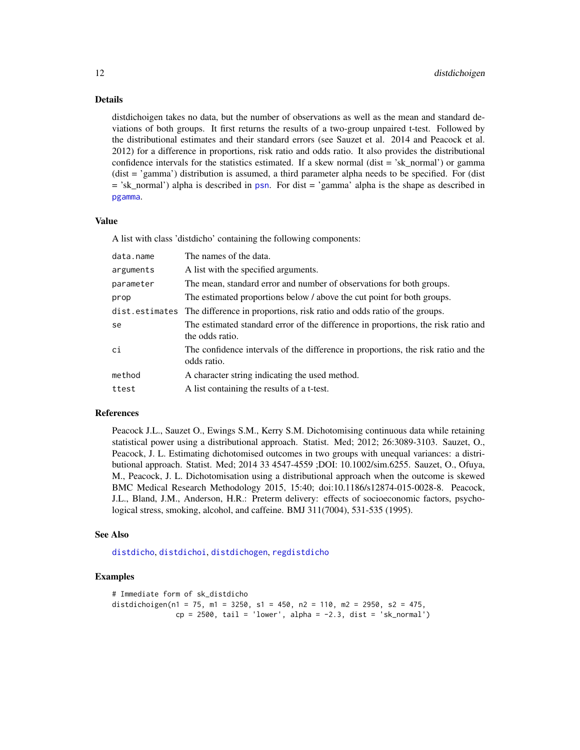## Details

distdichoigen takes no data, but the number of observations as well as the mean and standard deviations of both groups. It first returns the results of a two-group unpaired t-test. Followed by the distributional estimates and their standard errors (see Sauzet et al. 2014 and Peacock et al. 2012) for a difference in proportions, risk ratio and odds ratio. It also provides the distributional confidence intervals for the statistics estimated. If a skew normal (dist = 'sk_normal') or gamma (dist = 'gamma') distribution is assumed, a third parameter alpha needs to be specified. For (dist = 'sk_normal') alpha is described in psn. For dist = 'gamma' alpha is the shape as described in pgamma.

## Value

A list with class 'distdicho' containing the following components:

| | |
|---|---|
| data.name | The names of the data. |
| arguments | A list with the specified arguments. |
| parameter | The mean, standard error and number of observations for both groups. |
| prop | The estimated proportions below / above the cut point for both groups. |
| dist.estimates | The difference in proportions, risk ratio and odds ratio of the groups. |
| se | The estimated standard error of the difference in proportions, the risk ratio and the odds ratio. |
| ci | The confidence intervals of the difference in proportions, the risk ratio and the odds ratio. |
| method | A character string indicating the used method. |
| ttest | A list containing the results of a t-test. |

## References

Peacock J.L., Sauzet O., Ewings S.M., Kerry S.M. Dichotomising continuous data while retaining statistical power using a distributional approach. Statist. Med; 2012; 26:3089-3103. Sauzet, O., Peacock, J. L. Estimating dichotomised outcomes in two groups with unequal variances: a distributional approach. Statist. Med; 2014 33 4547-4559 ;DOI: 10.1002/sim.6255. Sauzet, O., Ofuya, M., Peacock, J. L. Dichotomisation using a distributional approach when the outcome is skewed BMC Medical Research Methodology 2015, 15:40; doi:10.1186/s12874-015-0028-8. Peacock, J.L., Bland, J.M., Anderson, H.R.: Preterm delivery: effects of socioeconomic factors, psychological stress, smoking, alcohol, and caffeine. BMJ 311(7004), 531-535 (1995).

## See Also

distdicho, distdichoi, distdichogen, regdistdicho

## Examples

```
# Immediate form of sk_distdicho
distdichoigen(n1 = 75, m1 = 3250, s1 = 450, n2 = 110, m2 = 2950, s2 = 475,
              cp = 2500, tail = 'lower', alpha = -2.3, dist = 'sk_normal')
```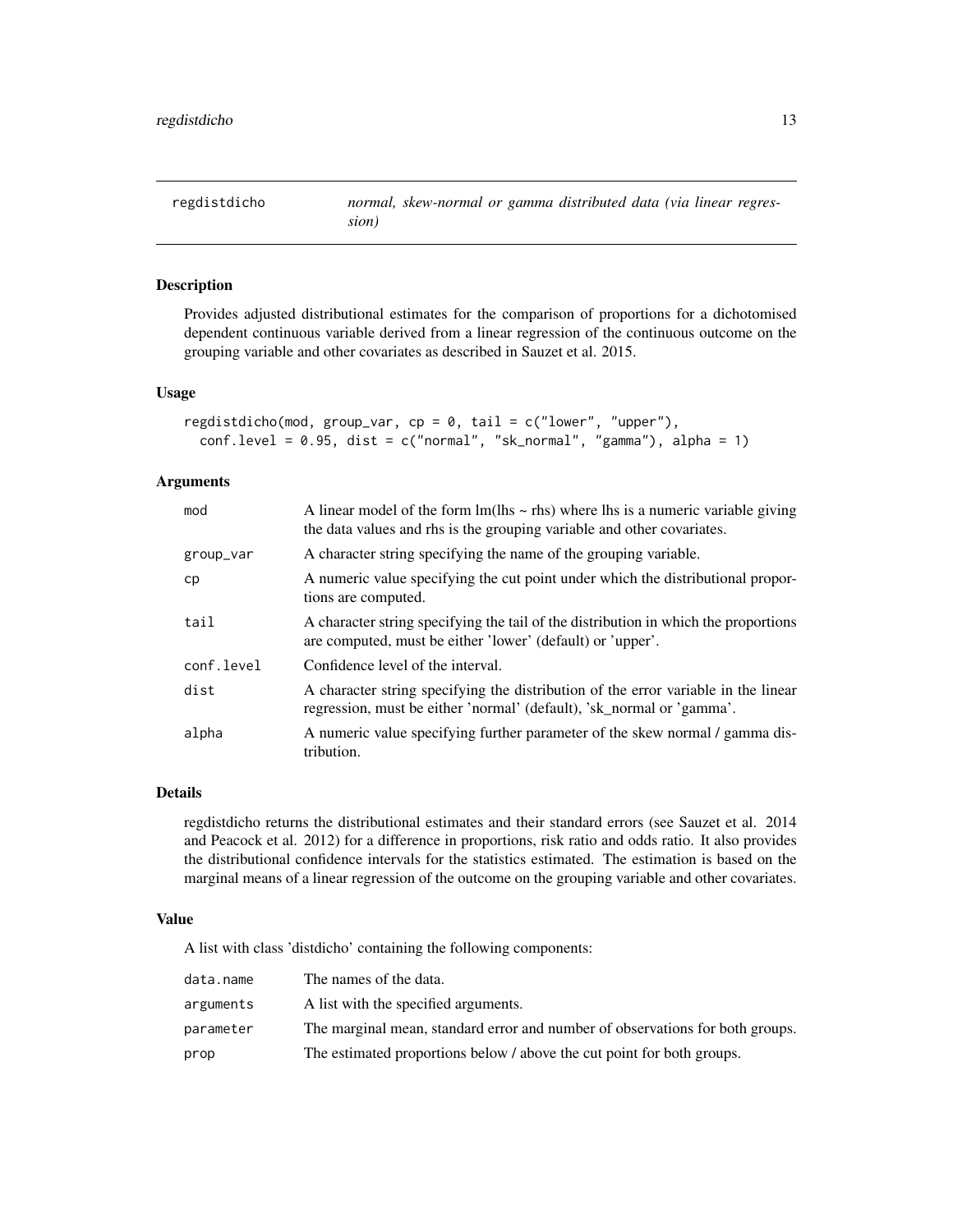## regdistdicho — *normal, skew-normal or gamma distributed data (via linear regression)*

### Description

Provides adjusted distributional estimates for the comparison of proportions for a dichotomised dependent continuous variable derived from a linear regression of the continuous outcome on the grouping variable and other covariates as described in Sauzet et al. 2015.

### Usage

```
regdistdicho(mod, group_var, cp = 0, tail = c("lower", "upper"),
  conf.level = 0.95, dist = c("normal", "sk_normal", "gamma"), alpha = 1)
```

### Arguments

| | |
|---|---|
| `mod` | A linear model of the form lm(lhs ~ rhs) where lhs is a numeric variable giving the data values and rhs is the grouping variable and other covariates. |
| `group_var` | A character string specifying the name of the grouping variable. |
| `cp` | A numeric value specifying the cut point under which the distributional proportions are computed. |
| `tail` | A character string specifying the tail of the distribution in which the proportions are computed, must be either 'lower' (default) or 'upper'. |
| `conf.level` | Confidence level of the interval. |
| `dist` | A character string specifying the distribution of the error variable in the linear regression, must be either 'normal' (default), 'sk_normal or 'gamma'. |
| `alpha` | A numeric value specifying further parameter of the skew normal / gamma distribution. |

### Details

regdistdicho returns the distributional estimates and their standard errors (see Sauzet et al. 2014 and Peacock et al. 2012) for a difference in proportions, risk ratio and odds ratio. It also provides the distributional confidence intervals for the statistics estimated. The estimation is based on the marginal means of a linear regression of the outcome on the grouping variable and other covariates.

### Value

A list with class 'distdicho' containing the following components:

| | |
|---|---|
| `data.name` | The names of the data. |
| `arguments` | A list with the specified arguments. |
| `parameter` | The marginal mean, standard error and number of observations for both groups. |
| `prop` | The estimated proportions below / above the cut point for both groups. |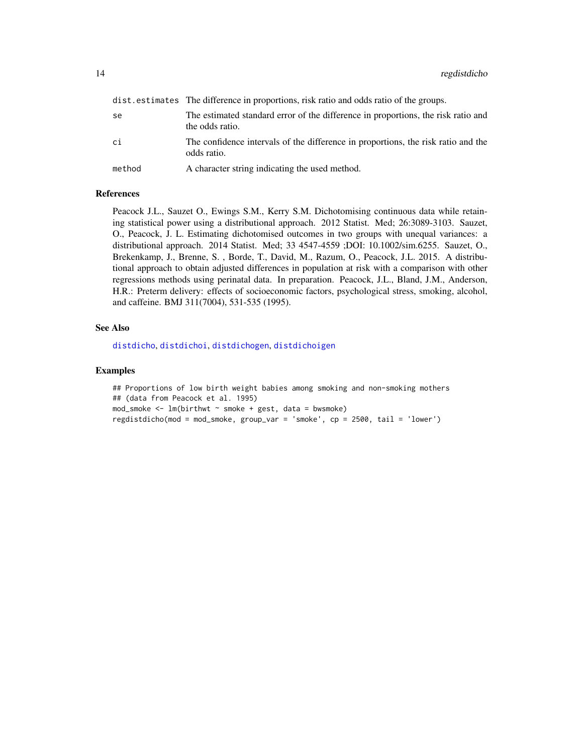| | |
|---|---|
| `dist.estimates` | The difference in proportions, risk ratio and odds ratio of the groups. |
| `se` | The estimated standard error of the difference in proportions, the risk ratio and the odds ratio. |
| `ci` | The confidence intervals of the difference in proportions, the risk ratio and the odds ratio. |
| `method` | A character string indicating the used method. |

## References

Peacock J.L., Sauzet O., Ewings S.M., Kerry S.M. Dichotomising continuous data while retaining statistical power using a distributional approach. 2012 Statist. Med; 26:3089-3103. Sauzet, O., Peacock, J. L. Estimating dichotomised outcomes in two groups with unequal variances: a distributional approach. 2014 Statist. Med; 33 4547-4559 ;DOI: 10.1002/sim.6255. Sauzet, O., Brekenkamp, J., Brenne, S. , Borde, T., David, M., Razum, O., Peacock, J.L. 2015. A distributional approach to obtain adjusted differences in population at risk with a comparison with other regressions methods using perinatal data. In preparation. Peacock, J.L., Bland, J.M., Anderson, H.R.: Preterm delivery: effects of socioeconomic factors, psychological stress, smoking, alcohol, and caffeine. BMJ 311(7004), 531-535 (1995).

## See Also

distdicho, distdichoi, distdichogen, distdichoigen

## Examples

```
## Proportions of low birth weight babies among smoking and non-smoking mothers
## (data from Peacock et al. 1995)
mod_smoke <- lm(birthwt ~ smoke + gest, data = bwsmoke)
regdistdicho(mod = mod_smoke, group_var = 'smoke', cp = 2500, tail = 'lower')
```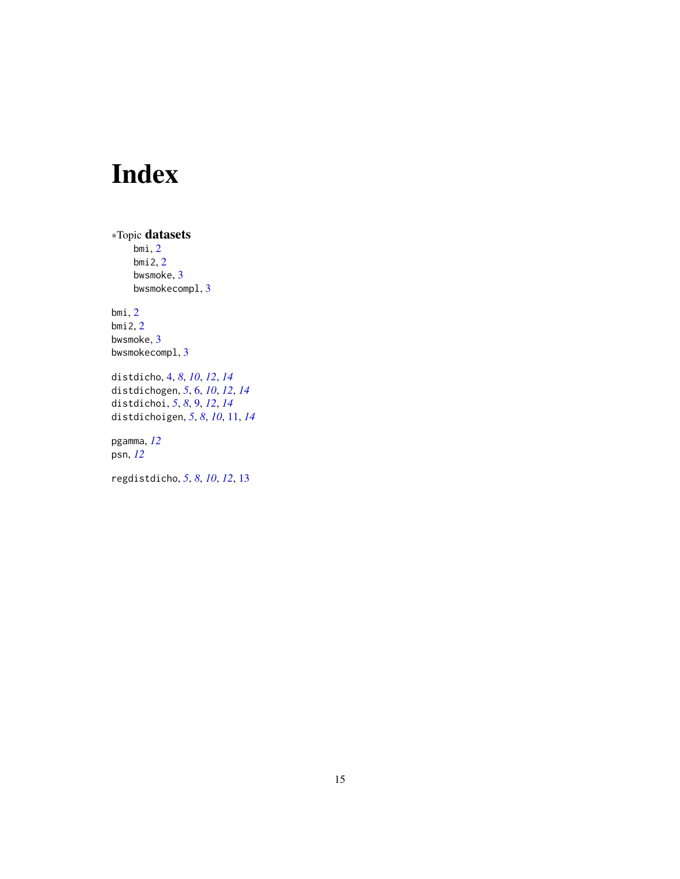# Index

*Topic **datasets**

  bmi, 2
  bmi2, 2
  bwsmoke, 3
  bwsmokecompl, 3

bmi, 2
bmi2, 2
bwsmoke, 3
bwsmokecompl, 3

distdicho, 4, *8*, *10*, *12*, *14*
distdichogen, *5*, 6, *10*, *12*, *14*
distdichoi, *5*, *8*, 9, *12*, *14*
distdichoigen, *5*, *8*, *10*, 11, *14*

pgamma, *12*
psn, *12*

regdistdicho, *5*, *8*, *10*, *12*, 13